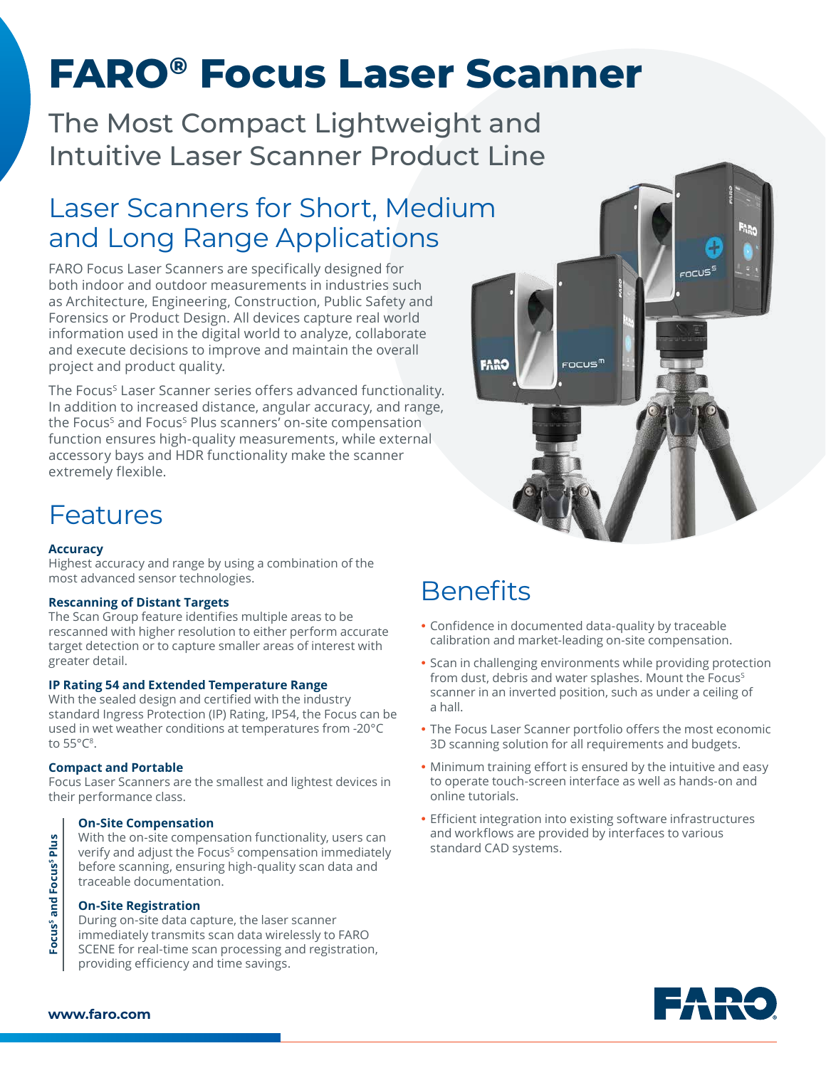# FARO® Focus Laser Scanner

## The Most Compact Lightweight and Intuitive Laser Scanner Product Line

## Laser Scanners for Short, Medium and Long Range Applications

FARO Focus Laser Scanners are specifically designed for both indoor and outdoor measurements in industries such as Architecture, Engineering, Construction, Public Safety and Forensics or Product Design. All devices capture real world information used in the digital world to analyze, collaborate and execute decisions to improve and maintain the overall project and product quality.

The Focus$^S$ Laser Scanner series offers advanced functionality. In addition to increased distance, angular accuracy, and range, the Focus$^S$ and Focus$^S$ Plus scanners' on-site compensation function ensures high-quality measurements, while external accessory bays and HDR functionality make the scanner extremely flexible.

## Features

**Accuracy**
Highest accuracy and range by using a combination of the most advanced sensor technologies.

**Rescanning of Distant Targets**
The Scan Group feature identifies multiple areas to be rescanned with higher resolution to either perform accurate target detection or to capture smaller areas of interest with greater detail.

**IP Rating 54 and Extended Temperature Range**
With the sealed design and certified with the industry standard Ingress Protection (IP) Rating, IP54, the Focus can be used in wet weather conditions at temperatures from -20°C to 55°C[8].

**Compact and Portable**
Focus Laser Scanners are the smallest and lightest devices in their performance class.

*Focus$^S$ and Focus$^S$ Plus*

**On-Site Compensation**
With the on-site compensation functionality, users can verify and adjust the Focus$^S$ compensation immediately before scanning, ensuring high-quality scan data and traceable documentation.

**On-Site Registration**
During on-site data capture, the laser scanner immediately transmits scan data wirelessly to FARO SCENE for real-time scan processing and registration, providing efficiency and time savings.

## Benefits

- Confidence in documented data-quality by traceable calibration and market-leading on-site compensation.
- Scan in challenging environments while providing protection from dust, debris and water splashes. Mount the Focus$^S$ scanner in an inverted position, such as under a ceiling of a hall.
- The Focus Laser Scanner portfolio offers the most economic 3D scanning solution for all requirements and budgets.
- Minimum training effort is ensured by the intuitive and easy to operate touch-screen interface as well as hands-on and online tutorials.
- Efficient integration into existing software infrastructures and workflows are provided by interfaces to various standard CAD systems.

www.faro.com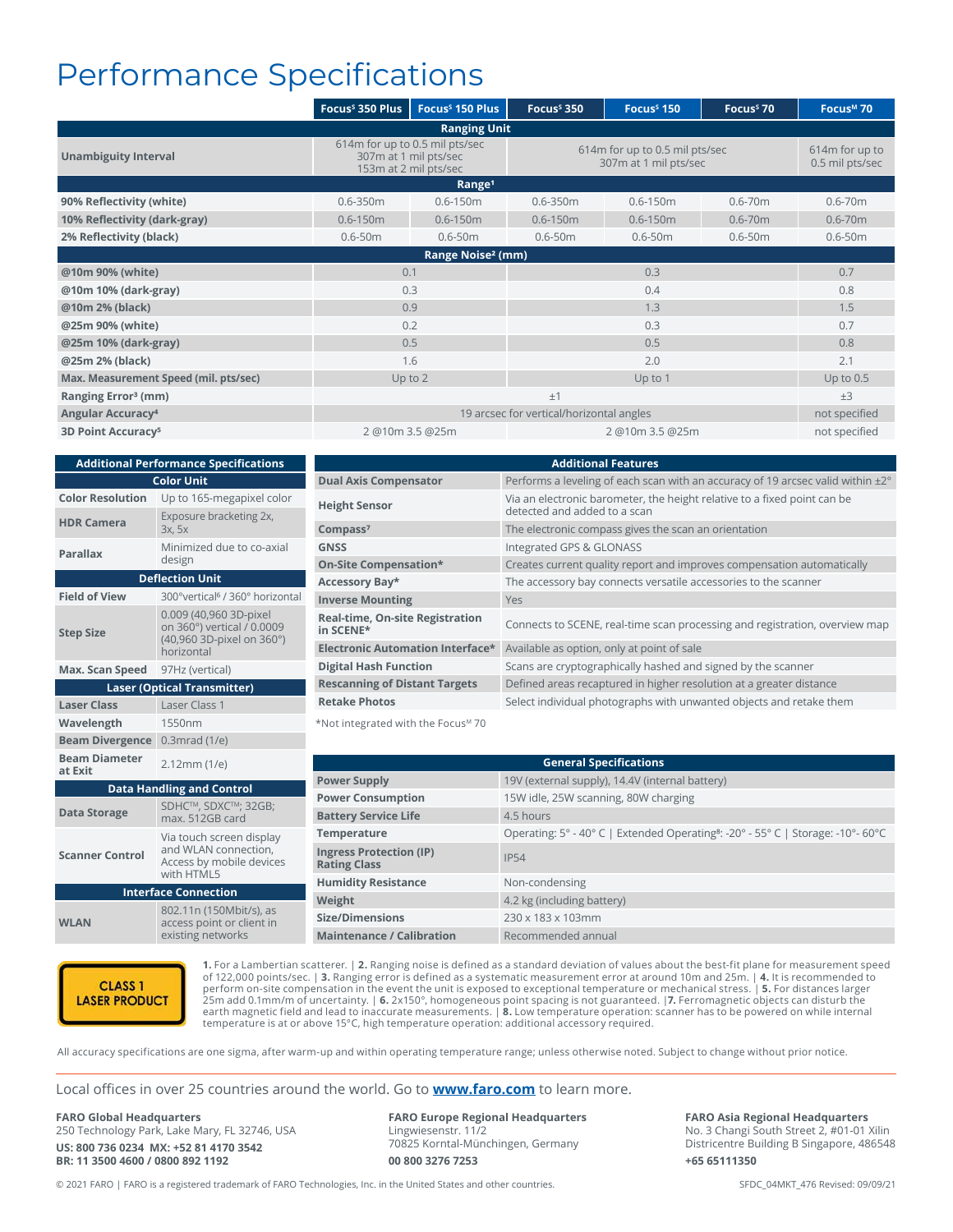# Performance Specifications

| | Focus^S 350 Plus | Focus^S 150 Plus | Focus^S 350 | Focus^S 150 | Focus^S 70 | Focus^M 70 |
|---|---|---|---|---|---|---|
| **Ranging Unit** | | | | | | |
| **Unambiguity Interval** | 614m for up to 0.5 mil pts/sec 307m at 1 mil pts/sec 153m at 2 mil pts/sec | | 614m for up to 0.5 mil pts/sec 307m at 1 mil pts/sec | | | 614m for up to 0.5 mil pts/sec |
| **Range[1]** | | | | | | |
| **90% Reflectivity (white)** | 0.6-350m | 0.6-150m | 0.6-350m | 0.6-150m | 0.6-70m | 0.6-70m |
| **10% Reflectivity (dark-gray)** | 0.6-150m | 0.6-150m | 0.6-150m | 0.6-150m | 0.6-70m | 0.6-70m |
| **2% Reflectivity (black)** | 0.6-50m | 0.6-50m | 0.6-50m | 0.6-50m | 0.6-50m | 0.6-50m |
| **Range Noise[2] (mm)** | | | | | | |
| **@10m 90% (white)** | 0.1 | | 0.3 | | | 0.7 |
| **@10m 10% (dark-gray)** | 0.3 | | 0.4 | | | 0.8 |
| **@10m 2% (black)** | 0.9 | | 1.3 | | | 1.5 |
| **@25m 90% (white)** | 0.2 | | 0.3 | | | 0.7 |
| **@25m 10% (dark-gray)** | 0.5 | | 0.5 | | | 0.8 |
| **@25m 2% (black)** | 1.6 | | 2.0 | | | 2.1 |
| **Max. Measurement Speed (mil. pts/sec)** | Up to 2 | | Up to 1 | | | Up to 0.5 |
| **Ranging Error[3] (mm)** | ±1 | | | | | ±3 |
| **Angular Accuracy[4]** | 19 arcsec for vertical/horizontal angles | | | | | not specified |
| **3D Point Accuracy[5]** | 2 @10m 3.5 @25m | | 2 @10m 3.5 @25m | | | not specified |

| **Additional Performance Specifications** | |
|---|---|
| **Color Unit** | |
| **Color Resolution** | Up to 165-megapixel color |
| **HDR Camera** | Exposure bracketing 2x, 3x, 5x |
| **Parallax** | Minimized due to co-axial design |
| **Deflection Unit** | |
| **Field of View** | 300°vertical[6] / 360° horizontal |
| **Step Size** | 0.009 (40,960 3D-pixel on 360°) vertical / 0.0009 (40,960 3D-pixel on 360°) horizontal |
| **Max. Scan Speed** | 97Hz (vertical) |
| **Laser (Optical Transmitter)** | |
| **Laser Class** | Laser Class 1 |
| **Wavelength** | 1550nm |
| **Beam Divergence** | 0.3mrad (1/e) |
| **Beam Diameter at Exit** | 2.12mm (1/e) |
| **Data Handling and Control** | |
| **Data Storage** | SDHC™, SDXC™; 32GB; max. 512GB card |
| **Scanner Control** | Via touch screen display and WLAN connection, Access by mobile devices with HTML5 |
| **Interface Connection** | |
| **WLAN** | 802.11n (150Mbit/s), as access point or client in existing networks |

| **Additional Features** | |
|---|---|
| **Dual Axis Compensator** | Performs a leveling of each scan with an accuracy of 19 arcsec valid within ±2° |
| **Height Sensor** | Via an electronic barometer, the height relative to a fixed point can be detected and added to a scan |
| **Compass[7]** | The electronic compass gives the scan an orientation |
| **GNSS** | Integrated GPS & GLONASS |
| **On-Site Compensation*** | Creates current quality report and improves compensation automatically |
| **Accessory Bay*** | The accessory bay connects versatile accessories to the scanner |
| **Inverse Mounting** | Yes |
| **Real-time, On-site Registration in SCENE*** | Connects to SCENE, real-time scan processing and registration, overview map |
| **Electronic Automation Interface*** | Available as option, only at point of sale |
| **Digital Hash Function** | Scans are cryptographically hashed and signed by the scanner |
| **Rescanning of Distant Targets** | Defined areas recaptured in higher resolution at a greater distance |
| **Retake Photos** | Select individual photographs with unwanted objects and retake them |

*Not integrated with the Focus^M 70

| **General Specifications** | |
|---|---|
| **Power Supply** | 19V (external supply), 14.4V (internal battery) |
| **Power Consumption** | 15W idle, 25W scanning, 80W charging |
| **Battery Service Life** | 4.5 hours |
| **Temperature** | Operating: 5° - 40° C \| Extended Operating[8]: -20° - 55° C \| Storage: -10°- 60°C |
| **Ingress Protection (IP) Rating Class** | IP54 |
| **Humidity Resistance** | Non-condensing |
| **Weight** | 4.2 kg (including battery) |
| **Size/Dimensions** | 230 x 183 x 103mm |
| **Maintenance / Calibration** | Recommended annual |

CLASS 1 LASER PRODUCT

**1.** For a Lambertian scatterer. | **2.** Ranging noise is defined as a standard deviation of values about the best-fit plane for measurement speed of 122,000 points/sec. | **3.** Ranging error is defined as a systematic measurement error at around 10m and 25m. | **4.** It is recommended to perform on-site compensation in the event the unit is exposed to exceptional temperature or mechanical stress. | **5.** For distances larger 25m add 0.1mm/m of uncertainty. | **6.** 2x150°, homogeneous point spacing is not guaranteed. |**7.** Ferromagnetic objects can disturb the earth magnetic field and lead to inaccurate measurements. | **8.** Low temperature operation: scanner has to be powered on while internal temperature is at or above 15°C, high temperature operation: additional accessory required.

All accuracy specifications are one sigma, after warm-up and within operating temperature range; unless otherwise noted. Subject to change without prior notice.

Local offices in over 25 countries around the world. Go to **www.faro.com** to learn more.

**FARO Global Headquarters**
250 Technology Park, Lake Mary, FL 32746, USA
**US: 800 736 0234 MX: +52 81 4170 3542**
**BR: 11 3500 4600 / 0800 892 1192**

**FARO Europe Regional Headquarters**
Lingwiesenstr. 11/2
70825 Korntal-Münchingen, Germany
**00 800 3276 7253**

**FARO Asia Regional Headquarters**
No. 3 Changi South Street 2, #01-01 Xilin Districentre Building B Singapore, 486548
**+65 65111350**

© 2021 FARO | FARO is a registered trademark of FARO Technologies, Inc. in the United States and other countries.

SFDC_04MKT_476 Revised: 09/09/21